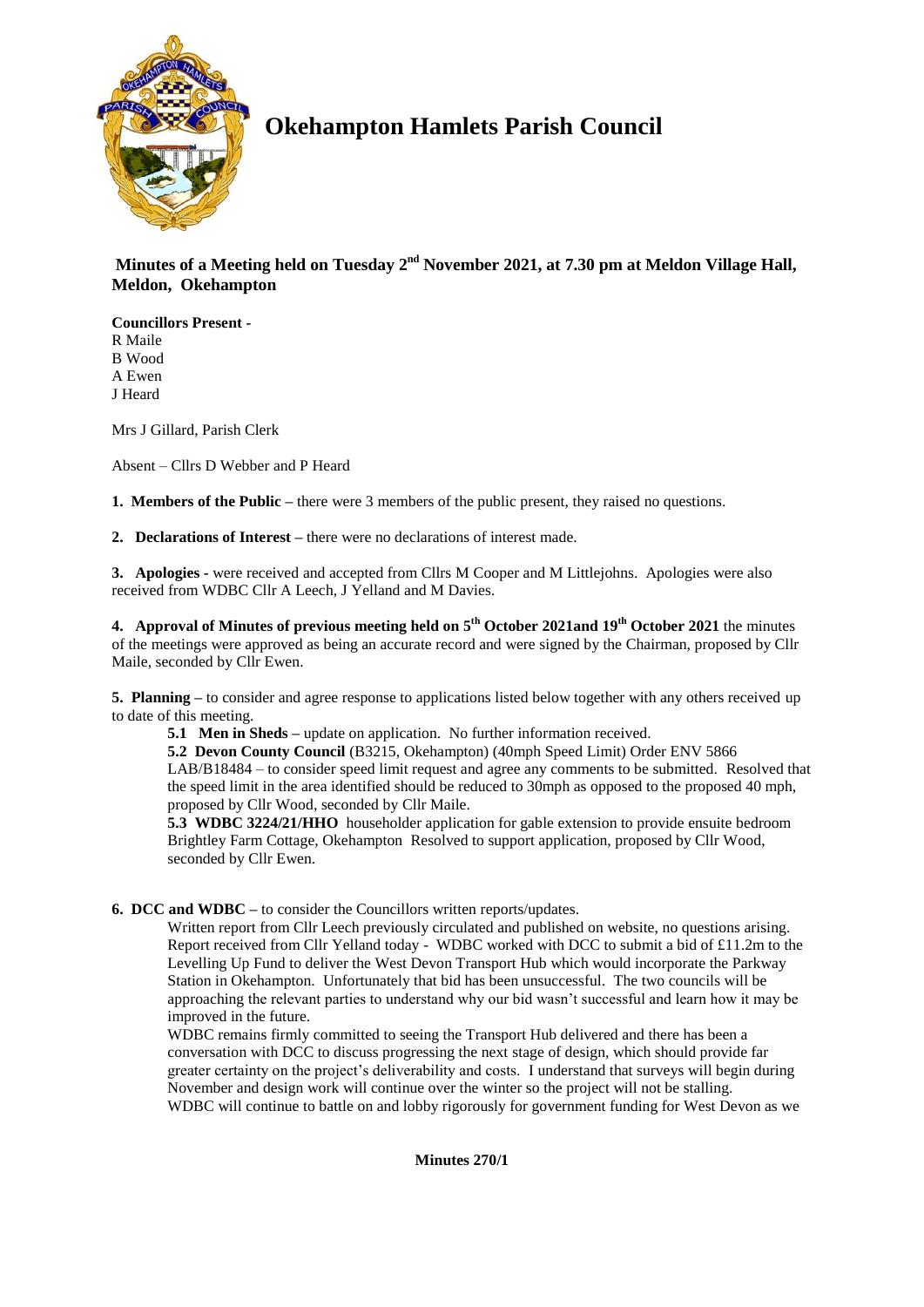# Okehampton Hamlets Parish Council

**Minutes of a Meeting held on Tuesday 2nd November 2021, at 7.30 pm at Meldon Village Hall, Meldon, Okehampton**

**Councillors Present -**
R Maile
B Wood
A Ewen
J Heard

Mrs J Gillard, Parish Clerk

Absent – Cllrs D Webber and P Heard

**1. Members of the Public –** there were 3 members of the public present, they raised no questions.

**2. Declarations of Interest –** there were no declarations of interest made.

**3. Apologies -** were received and accepted from Cllrs M Cooper and M Littlejohns. Apologies were also received from WDBC Cllr A Leech, J Yelland and M Davies.

**4. Approval of Minutes of previous meeting held on 5th October 2021and 19th October 2021** the minutes of the meetings were approved as being an accurate record and were signed by the Chairman, proposed by Cllr Maile, seconded by Cllr Ewen.

**5. Planning –** to consider and agree response to applications listed below together with any others received up to date of this meeting.

> **5.1 Men in Sheds –** update on application. No further information received.
>
> **5.2 Devon County Council** (B3215, Okehampton) (40mph Speed Limit) Order ENV 5866 LAB/B18484 – to consider speed limit request and agree any comments to be submitted. Resolved that the speed limit in the area identified should be reduced to 30mph as opposed to the proposed 40 mph, proposed by Cllr Wood, seconded by Cllr Maile.
>
> **5.3 WDBC 3224/21/HHO** householder application for gable extension to provide ensuite bedroom Brightley Farm Cottage, Okehampton Resolved to support application, proposed by Cllr Wood, seconded by Cllr Ewen.

**6. DCC and WDBC –** to consider the Councillors written reports/updates.

> Written report from Cllr Leech previously circulated and published on website, no questions arising. Report received from Cllr Yelland today - WDBC worked with DCC to submit a bid of £11.2m to the Levelling Up Fund to deliver the West Devon Transport Hub which would incorporate the Parkway Station in Okehampton. Unfortunately that bid has been unsuccessful. The two councils will be approaching the relevant parties to understand why our bid wasn't successful and learn how it may be improved in the future.
>
> WDBC remains firmly committed to seeing the Transport Hub delivered and there has been a conversation with DCC to discuss progressing the next stage of design, which should provide far greater certainty on the project's deliverability and costs. I understand that surveys will begin during November and design work will continue over the winter so the project will not be stalling.
>
> WDBC will continue to battle on and lobby rigorously for government funding for West Devon as we

**Minutes 270/1**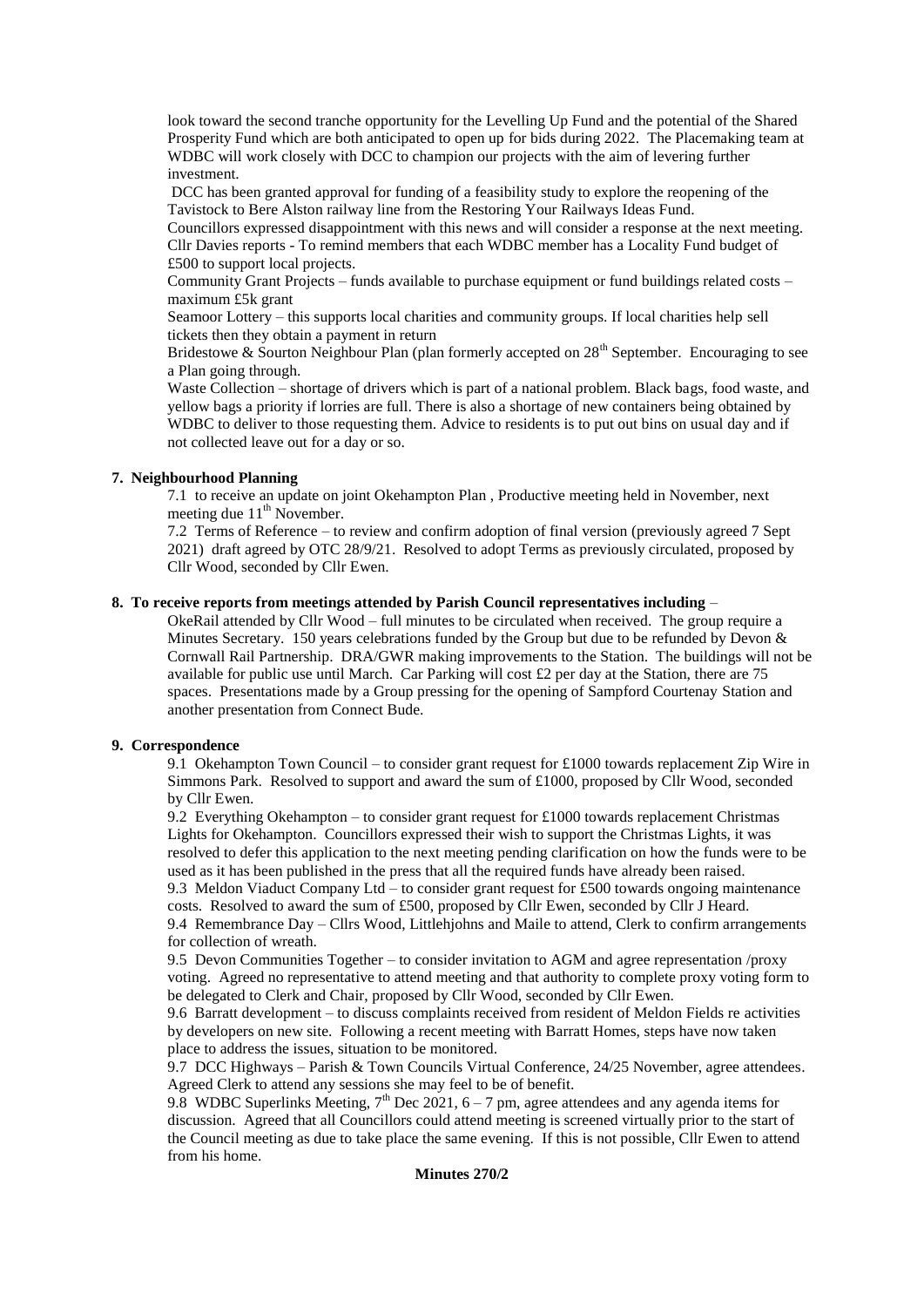look toward the second tranche opportunity for the Levelling Up Fund and the potential of the Shared Prosperity Fund which are both anticipated to open up for bids during 2022. The Placemaking team at WDBC will work closely with DCC to champion our projects with the aim of levering further investment.

DCC has been granted approval for funding of a feasibility study to explore the reopening of the Tavistock to Bere Alston railway line from the Restoring Your Railways Ideas Fund.

Councillors expressed disappointment with this news and will consider a response at the next meeting.

Cllr Davies reports - To remind members that each WDBC member has a Locality Fund budget of £500 to support local projects.

Community Grant Projects – funds available to purchase equipment or fund buildings related costs – maximum £5k grant

Seamoor Lottery – this supports local charities and community groups. If local charities help sell tickets then they obtain a payment in return

Bridestowe & Sourton Neighbour Plan (plan formerly accepted on 28th September. Encouraging to see a Plan going through.

Waste Collection – shortage of drivers which is part of a national problem. Black bags, food waste, and yellow bags a priority if lorries are full. There is also a shortage of new containers being obtained by WDBC to deliver to those requesting them. Advice to residents is to put out bins on usual day and if not collected leave out for a day or so.

**7. Neighbourhood Planning**

7.1 to receive an update on joint Okehampton Plan , Productive meeting held in November, next meeting due 11th November.

7.2 Terms of Reference – to review and confirm adoption of final version (previously agreed 7 Sept 2021) draft agreed by OTC 28/9/21. Resolved to adopt Terms as previously circulated, proposed by Cllr Wood, seconded by Cllr Ewen.

**8. To receive reports from meetings attended by Parish Council representatives including** –

OkeRail attended by Cllr Wood – full minutes to be circulated when received. The group require a Minutes Secretary. 150 years celebrations funded by the Group but due to be refunded by Devon & Cornwall Rail Partnership. DRA/GWR making improvements to the Station. The buildings will not be available for public use until March. Car Parking will cost £2 per day at the Station, there are 75 spaces. Presentations made by a Group pressing for the opening of Sampford Courtenay Station and another presentation from Connect Bude.

**9. Correspondence**

9.1 Okehampton Town Council – to consider grant request for £1000 towards replacement Zip Wire in Simmons Park. Resolved to support and award the sum of £1000, proposed by Cllr Wood, seconded by Cllr Ewen.

9.2 Everything Okehampton – to consider grant request for £1000 towards replacement Christmas Lights for Okehampton. Councillors expressed their wish to support the Christmas Lights, it was resolved to defer this application to the next meeting pending clarification on how the funds were to be used as it has been published in the press that all the required funds have already been raised.

9.3 Meldon Viaduct Company Ltd – to consider grant request for £500 towards ongoing maintenance costs. Resolved to award the sum of £500, proposed by Cllr Ewen, seconded by Cllr J Heard.

9.4 Remembrance Day – Cllrs Wood, Littlehjohns and Maile to attend, Clerk to confirm arrangements for collection of wreath.

9.5 Devon Communities Together – to consider invitation to AGM and agree representation /proxy voting. Agreed no representative to attend meeting and that authority to complete proxy voting form to be delegated to Clerk and Chair, proposed by Cllr Wood, seconded by Cllr Ewen.

9.6 Barratt development – to discuss complaints received from resident of Meldon Fields re activities by developers on new site. Following a recent meeting with Barratt Homes, steps have now taken place to address the issues, situation to be monitored.

9.7 DCC Highways – Parish & Town Councils Virtual Conference, 24/25 November, agree attendees. Agreed Clerk to attend any sessions she may feel to be of benefit.

9.8 WDBC Superlinks Meeting, 7th Dec 2021, 6 – 7 pm, agree attendees and any agenda items for discussion. Agreed that all Councillors could attend meeting is screened virtually prior to the start of the Council meeting as due to take place the same evening. If this is not possible, Cllr Ewen to attend from his home.

**Minutes 270/2**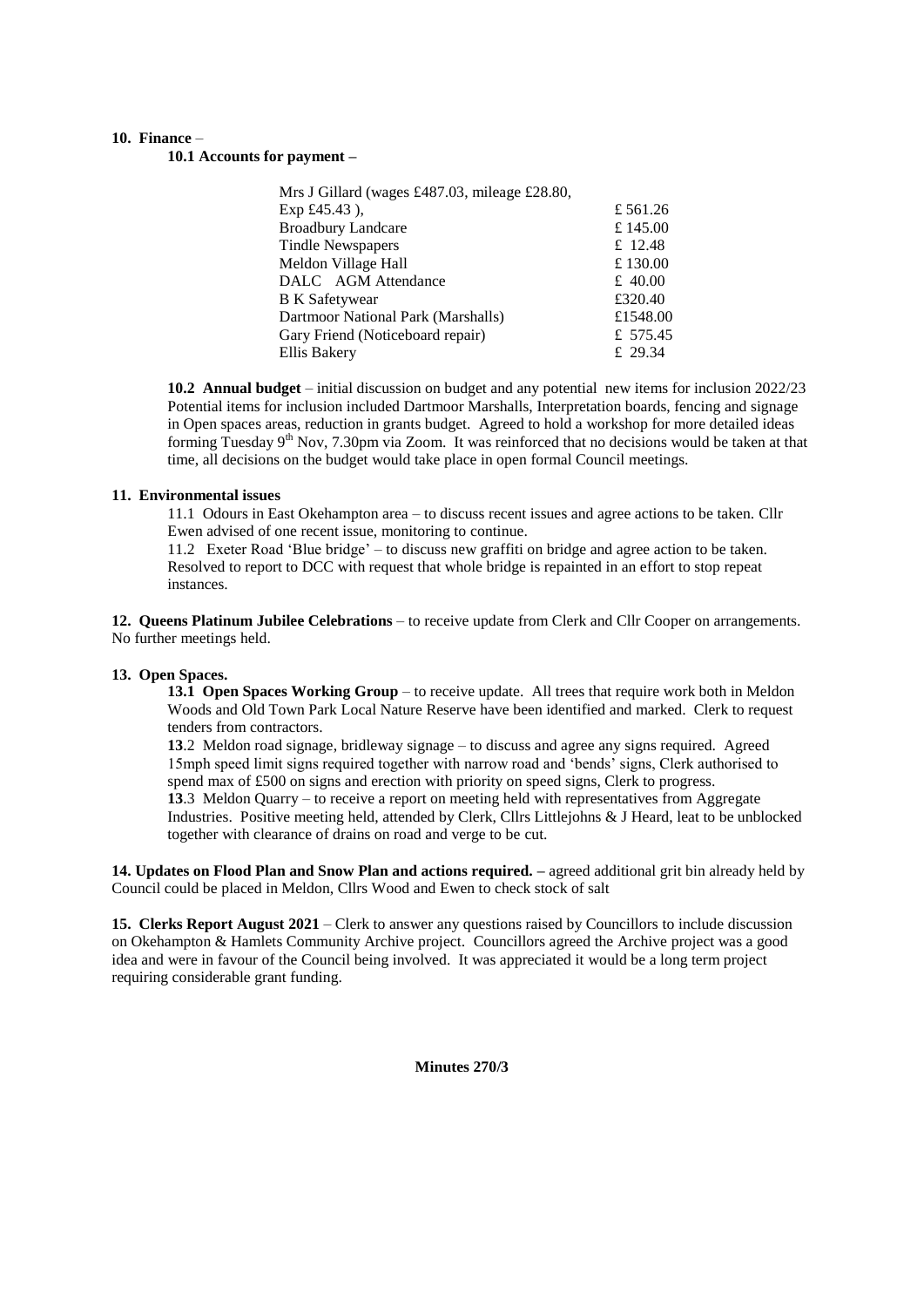**10. Finance** –

**10.1 Accounts for payment –**

| | |
|---|---|
| Mrs J Gillard (wages £487.03, mileage £28.80, Exp £45.43 ), | £ 561.26 |
| Broadbury Landcare | £ 145.00 |
| Tindle Newspapers | £ 12.48 |
| Meldon Village Hall | £ 130.00 |
| DALC AGM Attendance | £ 40.00 |
| B K Safetywear | £320.40 |
| Dartmoor National Park (Marshalls) | £1548.00 |
| Gary Friend (Noticeboard repair) | £ 575.45 |
| Ellis Bakery | £ 29.34 |

**10.2 Annual budget** – initial discussion on budget and any potential new items for inclusion 2022/23 Potential items for inclusion included Dartmoor Marshalls, Interpretation boards, fencing and signage in Open spaces areas, reduction in grants budget. Agreed to hold a workshop for more detailed ideas forming Tuesday 9th Nov, 7.30pm via Zoom. It was reinforced that no decisions would be taken at that time, all decisions on the budget would take place in open formal Council meetings.

**11. Environmental issues**

11.1 Odours in East Okehampton area – to discuss recent issues and agree actions to be taken. Cllr Ewen advised of one recent issue, monitoring to continue.

11.2 Exeter Road 'Blue bridge' – to discuss new graffiti on bridge and agree action to be taken. Resolved to report to DCC with request that whole bridge is repainted in an effort to stop repeat instances.

**12. Queens Platinum Jubilee Celebrations** – to receive update from Clerk and Cllr Cooper on arrangements. No further meetings held.

**13. Open Spaces.**

**13.1 Open Spaces Working Group** – to receive update. All trees that require work both in Meldon Woods and Old Town Park Local Nature Reserve have been identified and marked. Clerk to request tenders from contractors.

**13**.2 Meldon road signage, bridleway signage – to discuss and agree any signs required. Agreed 15mph speed limit signs required together with narrow road and 'bends' signs, Clerk authorised to spend max of £500 on signs and erection with priority on speed signs, Clerk to progress.

**13**.3 Meldon Quarry – to receive a report on meeting held with representatives from Aggregate Industries. Positive meeting held, attended by Clerk, Cllrs Littlejohns & J Heard, leat to be unblocked together with clearance of drains on road and verge to be cut.

**14. Updates on Flood Plan and Snow Plan and actions required. –** agreed additional grit bin already held by Council could be placed in Meldon, Cllrs Wood and Ewen to check stock of salt

**15. Clerks Report August 2021** – Clerk to answer any questions raised by Councillors to include discussion on Okehampton & Hamlets Community Archive project. Councillors agreed the Archive project was a good idea and were in favour of the Council being involved. It was appreciated it would be a long term project requiring considerable grant funding.

**Minutes 270/3**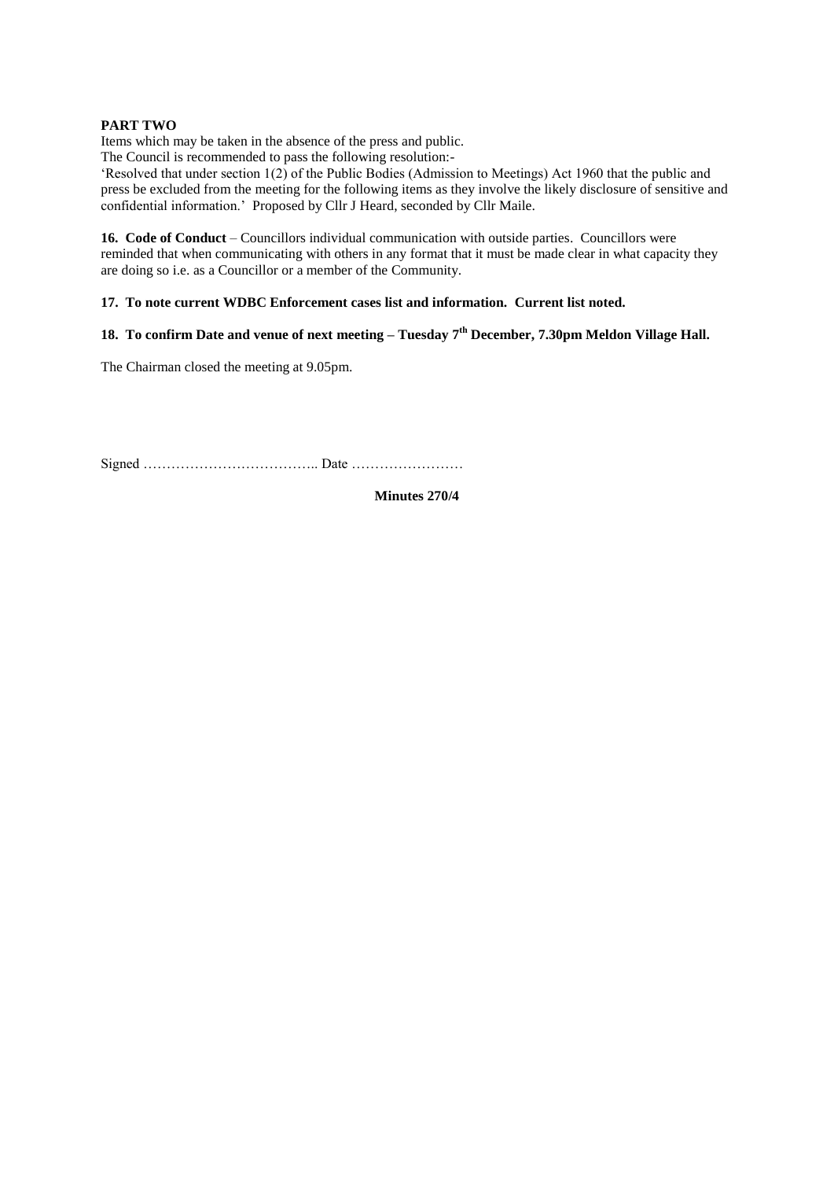**PART TWO**

Items which may be taken in the absence of the press and public.

The Council is recommended to pass the following resolution:-

'Resolved that under section 1(2) of the Public Bodies (Admission to Meetings) Act 1960 that the public and press be excluded from the meeting for the following items as they involve the likely disclosure of sensitive and confidential information.' Proposed by Cllr J Heard, seconded by Cllr Maile.

**16. Code of Conduct** – Councillors individual communication with outside parties. Councillors were reminded that when communicating with others in any format that it must be made clear in what capacity they are doing so i.e. as a Councillor or a member of the Community.

**17. To note current WDBC Enforcement cases list and information. Current list noted.**

**18. To confirm Date and venue of next meeting – Tuesday 7th December, 7.30pm Meldon Village Hall.**

The Chairman closed the meeting at 9.05pm.

Signed ……………………………….. Date ……………………

**Minutes 270/4**